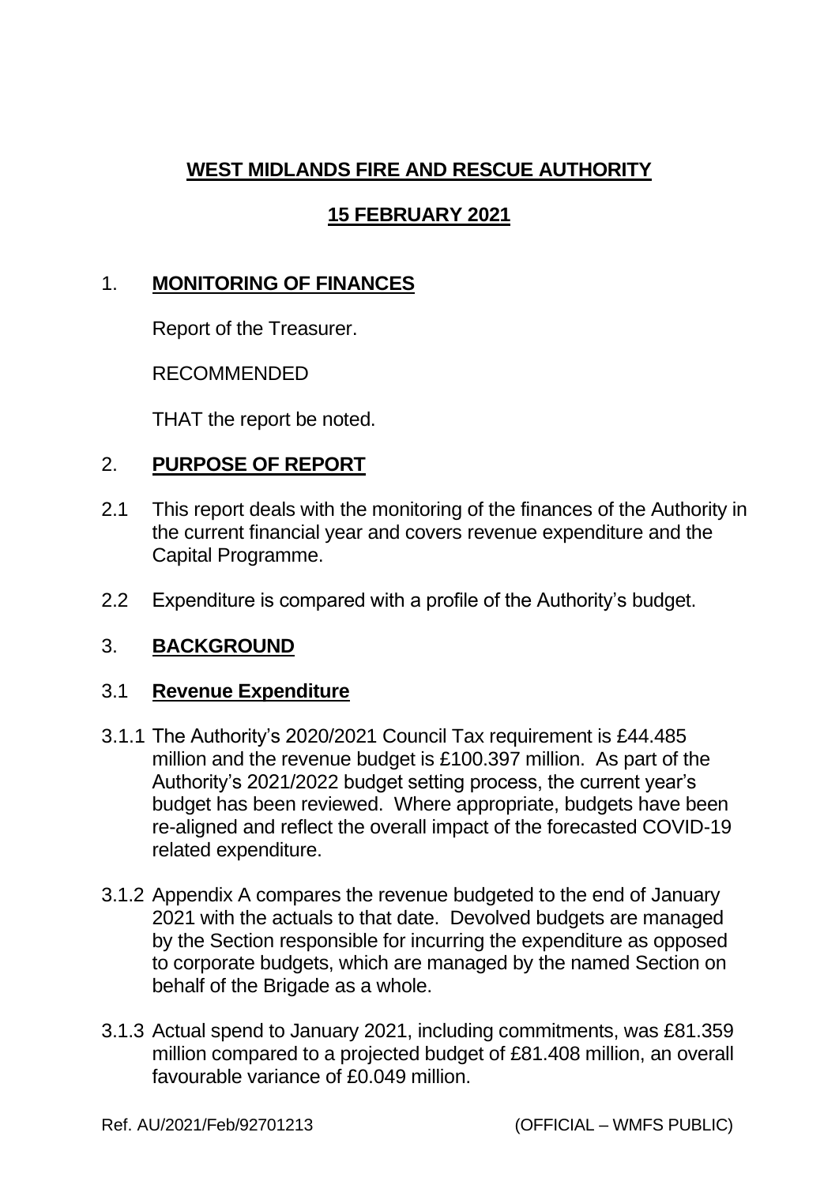**WEST MIDLANDS FIRE AND RESCUE AUTHORITY**

**15 FEBRUARY 2021**

## 1. MONITORING OF FINANCES

Report of the Treasurer.

RECOMMENDED

THAT the report be noted.

## 2. PURPOSE OF REPORT

2.1 This report deals with the monitoring of the finances of the Authority in the current financial year and covers revenue expenditure and the Capital Programme.

2.2 Expenditure is compared with a profile of the Authority's budget.

## 3. BACKGROUND

### 3.1 Revenue Expenditure

3.1.1 The Authority's 2020/2021 Council Tax requirement is £44.485 million and the revenue budget is £100.397 million. As part of the Authority's 2021/2022 budget setting process, the current year's budget has been reviewed. Where appropriate, budgets have been re-aligned and reflect the overall impact of the forecasted COVID-19 related expenditure.

3.1.2 Appendix A compares the revenue budgeted to the end of January 2021 with the actuals to that date. Devolved budgets are managed by the Section responsible for incurring the expenditure as opposed to corporate budgets, which are managed by the named Section on behalf of the Brigade as a whole.

3.1.3 Actual spend to January 2021, including commitments, was £81.359 million compared to a projected budget of £81.408 million, an overall favourable variance of £0.049 million.

Ref. AU/2021/Feb/92701213 (OFFICIAL – WMFS PUBLIC)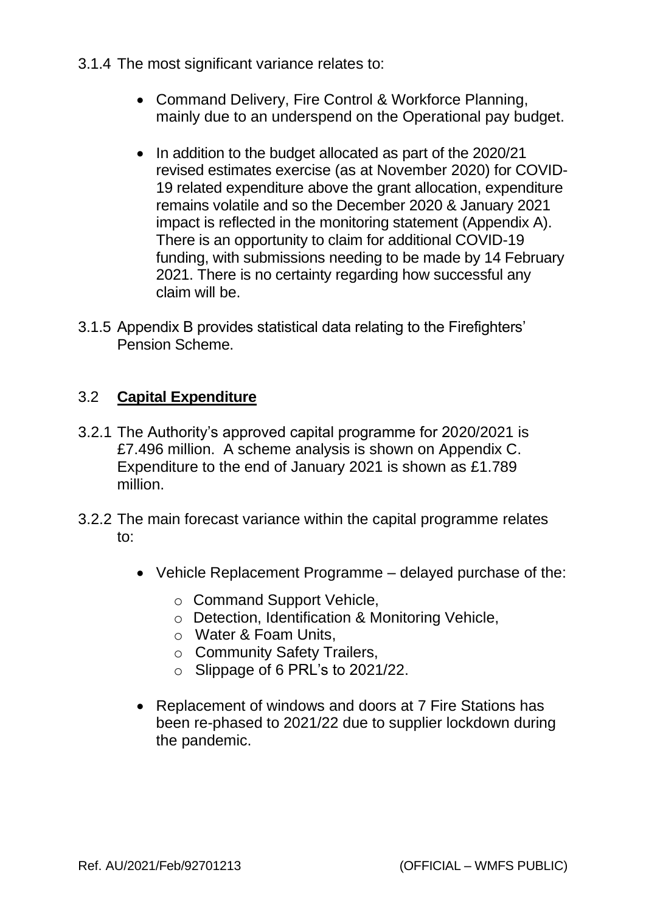3.1.4 The most significant variance relates to:

- Command Delivery, Fire Control & Workforce Planning, mainly due to an underspend on the Operational pay budget.

- In addition to the budget allocated as part of the 2020/21 revised estimates exercise (as at November 2020) for COVID-19 related expenditure above the grant allocation, expenditure remains volatile and so the December 2020 & January 2021 impact is reflected in the monitoring statement (Appendix A). There is an opportunity to claim for additional COVID-19 funding, with submissions needing to be made by 14 February 2021. There is no certainty regarding how successful any claim will be.

3.1.5 Appendix B provides statistical data relating to the Firefighters' Pension Scheme.

## 3.2 **Capital Expenditure**

3.2.1 The Authority's approved capital programme for 2020/2021 is £7.496 million. A scheme analysis is shown on Appendix C. Expenditure to the end of January 2021 is shown as £1.789 million.

3.2.2 The main forecast variance within the capital programme relates to:

- Vehicle Replacement Programme – delayed purchase of the:
  - Command Support Vehicle,
  - Detection, Identification & Monitoring Vehicle,
  - Water & Foam Units,
  - Community Safety Trailers,
  - Slippage of 6 PRL's to 2021/22.

- Replacement of windows and doors at 7 Fire Stations has been re-phased to 2021/22 due to supplier lockdown during the pandemic.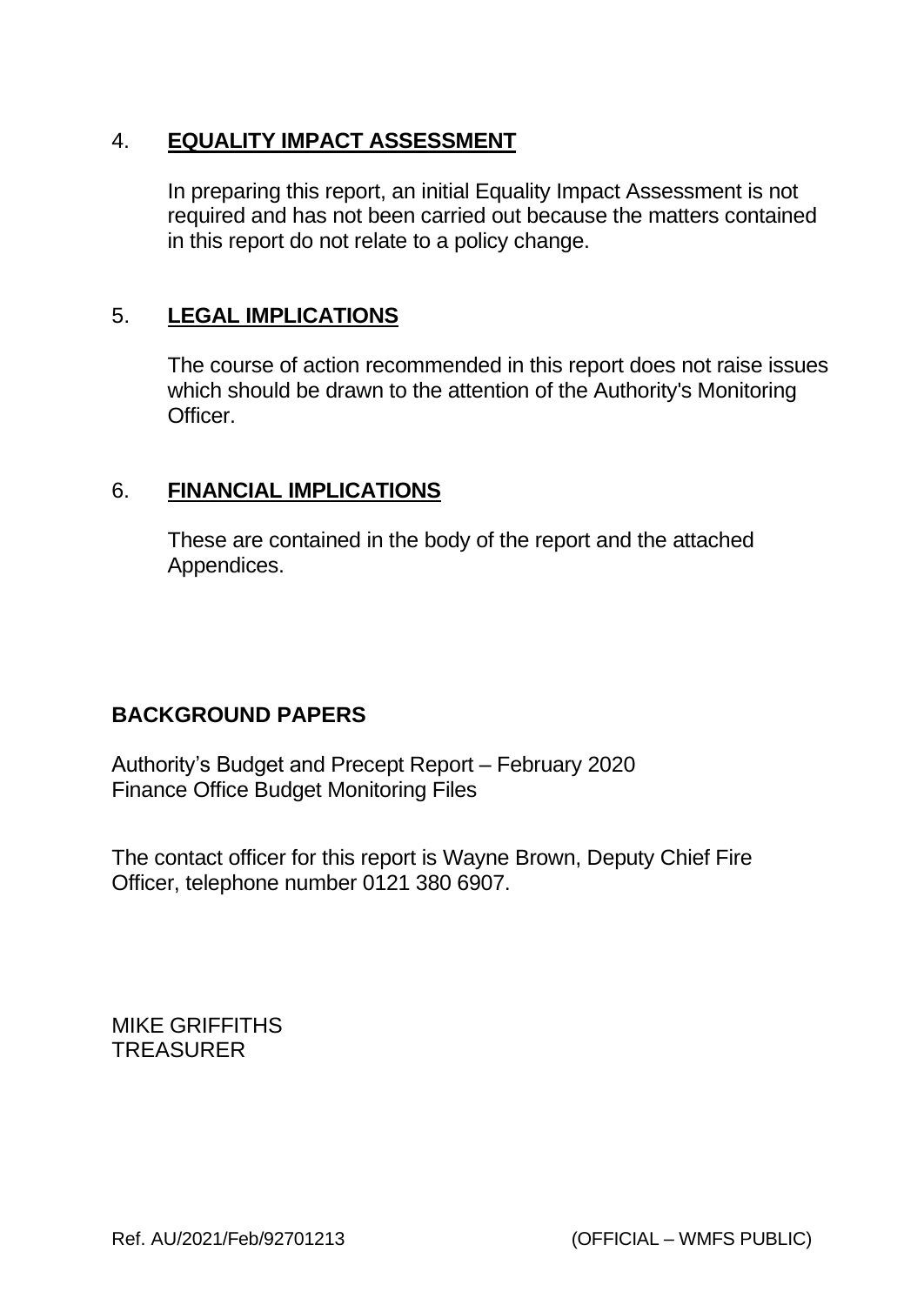## 4. **EQUALITY IMPACT ASSESSMENT**

In preparing this report, an initial Equality Impact Assessment is not required and has not been carried out because the matters contained in this report do not relate to a policy change.

## 5. **LEGAL IMPLICATIONS**

The course of action recommended in this report does not raise issues which should be drawn to the attention of the Authority's Monitoring Officer.

## 6. **FINANCIAL IMPLICATIONS**

These are contained in the body of the report and the attached Appendices.

**BACKGROUND PAPERS**

Authority's Budget and Precept Report – February 2020
Finance Office Budget Monitoring Files

The contact officer for this report is Wayne Brown, Deputy Chief Fire Officer, telephone number 0121 380 6907.

MIKE GRIFFITHS
TREASURER

Ref. AU/2021/Feb/92701213 (OFFICIAL – WMFS PUBLIC)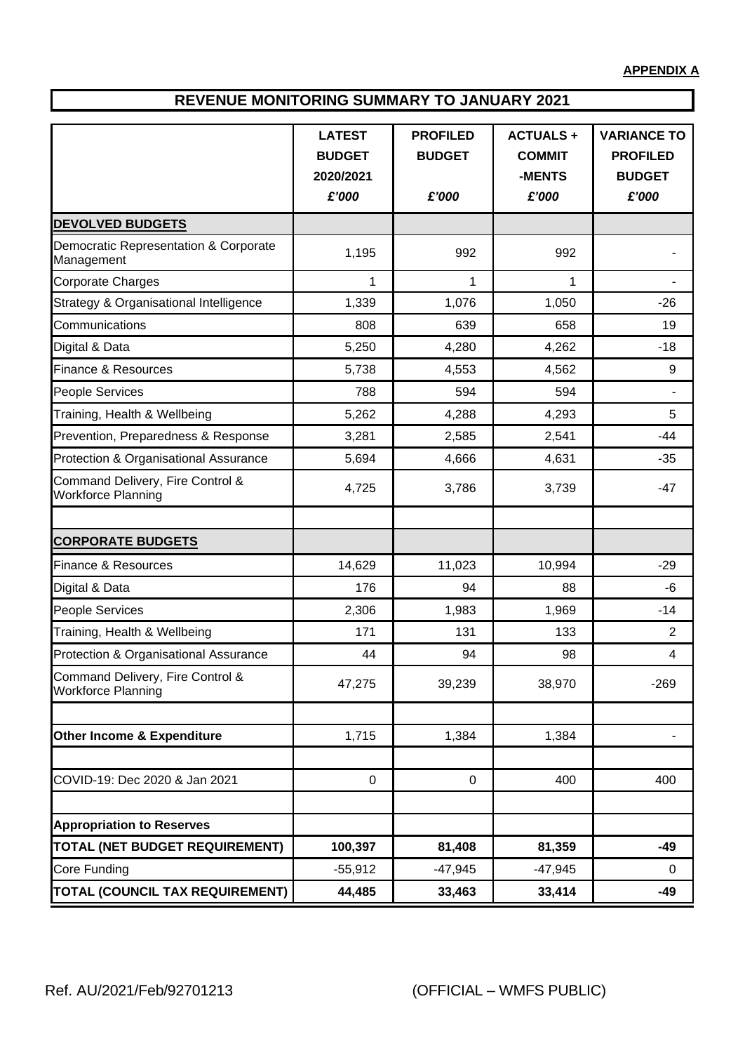**APPENDIX A**

## REVENUE MONITORING SUMMARY TO JANUARY 2021

| | LATEST BUDGET 2020/2021 £'000 | PROFILED BUDGET £'000 | ACTUALS + COMMIT -MENTS £'000 | VARIANCE TO PROFILED BUDGET £'000 |
|---|---|---|---|---|
| **DEVOLVED BUDGETS** | | | | |
| Democratic Representation & Corporate Management | 1,195 | 992 | 992 | - |
| Corporate Charges | 1 | 1 | 1 | - |
| Strategy & Organisational Intelligence | 1,339 | 1,076 | 1,050 | -26 |
| Communications | 808 | 639 | 658 | 19 |
| Digital & Data | 5,250 | 4,280 | 4,262 | -18 |
| Finance & Resources | 5,738 | 4,553 | 4,562 | 9 |
| People Services | 788 | 594 | 594 | - |
| Training, Health & Wellbeing | 5,262 | 4,288 | 4,293 | 5 |
| Prevention, Preparedness & Response | 3,281 | 2,585 | 2,541 | -44 |
| Protection & Organisational Assurance | 5,694 | 4,666 | 4,631 | -35 |
| Command Delivery, Fire Control & Workforce Planning | 4,725 | 3,786 | 3,739 | -47 |
| | | | | |
| **CORPORATE BUDGETS** | | | | |
| Finance & Resources | 14,629 | 11,023 | 10,994 | -29 |
| Digital & Data | 176 | 94 | 88 | -6 |
| People Services | 2,306 | 1,983 | 1,969 | -14 |
| Training, Health & Wellbeing | 171 | 131 | 133 | 2 |
| Protection & Organisational Assurance | 44 | 94 | 98 | 4 |
| Command Delivery, Fire Control & Workforce Planning | 47,275 | 39,239 | 38,970 | -269 |
| | | | | |
| **Other Income & Expenditure** | 1,715 | 1,384 | 1,384 | - |
| | | | | |
| COVID-19: Dec 2020 & Jan 2021 | 0 | 0 | 400 | 400 |
| | | | | |
| **Appropriation to Reserves** | | | | |
| **TOTAL (NET BUDGET REQUIREMENT)** | **100,397** | **81,408** | **81,359** | **-49** |
| Core Funding | -55,912 | -47,945 | -47,945 | 0 |
| **TOTAL (COUNCIL TAX REQUIREMENT)** | **44,485** | **33,463** | **33,414** | **-49** |

Ref. AU/2021/Feb/92701213 (OFFICIAL – WMFS PUBLIC)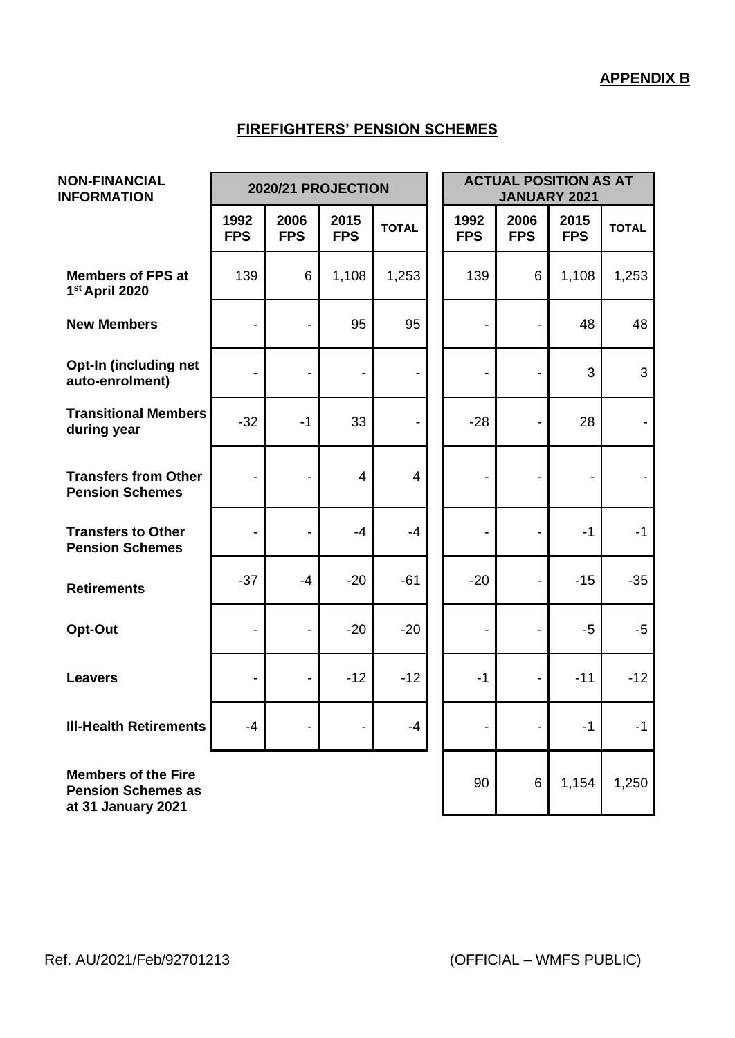**APPENDIX B**

## FIREFIGHTERS' PENSION SCHEMES

| NON-FINANCIAL INFORMATION | 2020/21 PROJECTION | | | | ACTUAL POSITION AS AT JANUARY 2021 | | | |
|---|---|---|---|---|---|---|---|---|
| | 1992 FPS | 2006 FPS | 2015 FPS | TOTAL | 1992 FPS | 2006 FPS | 2015 FPS | TOTAL |
| **Members of FPS at 1st April 2020** | 139 | 6 | 1,108 | 1,253 | 139 | 6 | 1,108 | 1,253 |
| **New Members** | - | - | 95 | 95 | - | - | 48 | 48 |
| **Opt-In (including net auto-enrolment)** | - | - | - | - | - | - | 3 | 3 |
| **Transitional Members during year** | -32 | -1 | 33 | - | -28 | - | 28 | - |
| **Transfers from Other Pension Schemes** | - | - | 4 | 4 | - | - | - | - |
| **Transfers to Other Pension Schemes** | - | - | -4 | -4 | - | - | -1 | -1 |
| **Retirements** | -37 | -4 | -20 | -61 | -20 | - | -15 | -35 |
| **Opt-Out** | - | - | -20 | -20 | - | - | -5 | -5 |
| **Leavers** | - | - | -12 | -12 | -1 | - | -11 | -12 |
| **Ill-Health Retirements** | -4 | - | - | -4 | - | - | -1 | -1 |
| **Members of the Fire Pension Schemes as at 31 January 2021** | | | | | 90 | 6 | 1,154 | 1,250 |

Ref. AU/2021/Feb/92701213 (OFFICIAL – WMFS PUBLIC)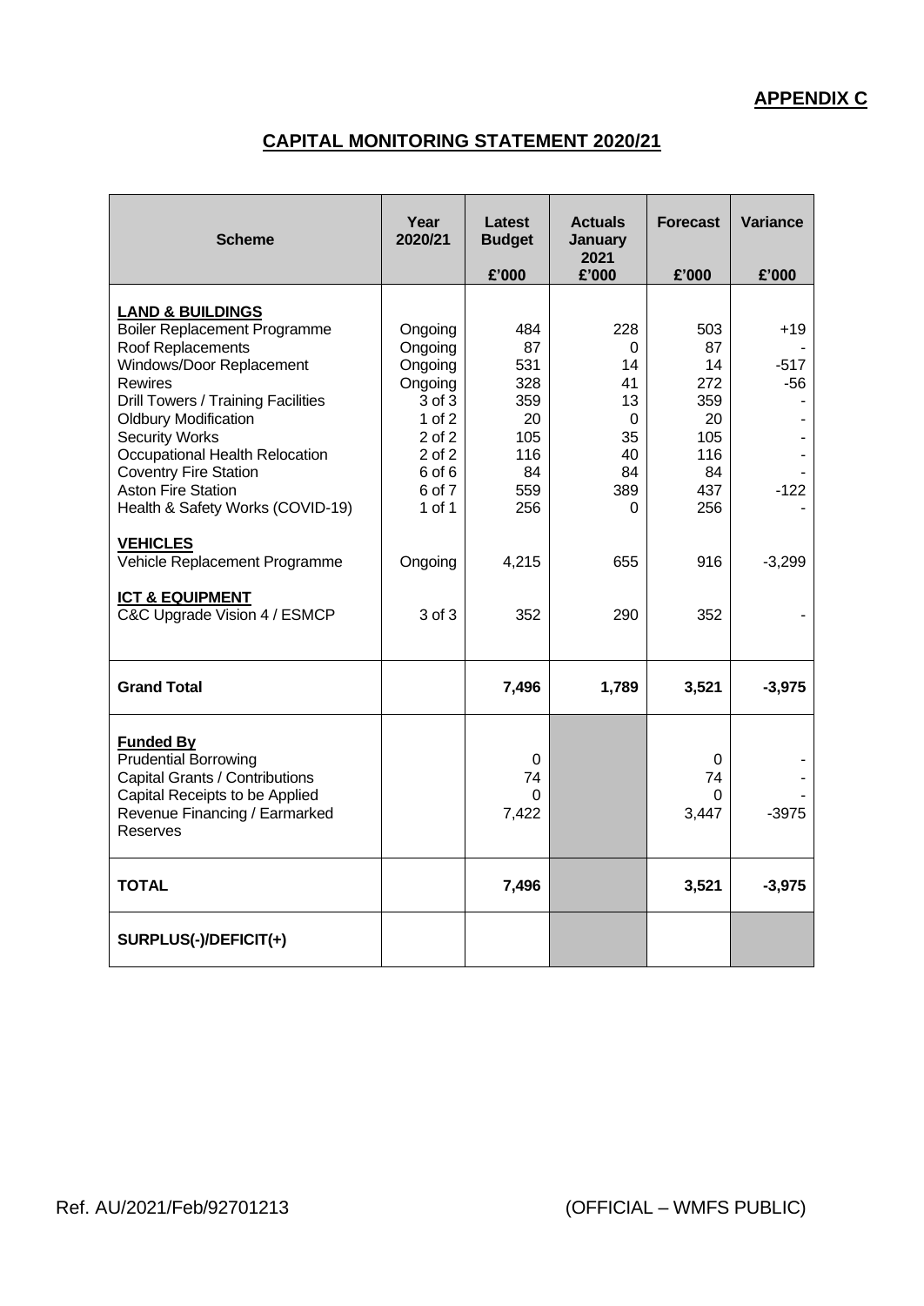**APPENDIX C**

## CAPITAL MONITORING STATEMENT 2020/21

| Scheme | Year 2020/21 | Latest Budget £'000 | Actuals January 2021 £'000 | Forecast £'000 | Variance £'000 |
|---|---|---|---|---|---|
| **LAND & BUILDINGS** | | | | | |
| Boiler Replacement Programme | Ongoing | 484 | 228 | 503 | +19 |
| Roof Replacements | Ongoing | 87 | 0 | 87 | - |
| Windows/Door Replacement | Ongoing | 531 | 14 | 14 | -517 |
| Rewires | Ongoing | 328 | 41 | 272 | -56 |
| Drill Towers / Training Facilities | 3 of 3 | 359 | 13 | 359 | - |
| Oldbury Modification | 1 of 2 | 20 | 0 | 20 | - |
| Security Works | 2 of 2 | 105 | 35 | 105 | - |
| Occupational Health Relocation | 2 of 2 | 116 | 40 | 116 | - |
| Coventry Fire Station | 6 of 6 | 84 | 84 | 84 | - |
| Aston Fire Station | 6 of 7 | 559 | 389 | 437 | -122 |
| Health & Safety Works (COVID-19) | 1 of 1 | 256 | 0 | 256 | - |
| **VEHICLES** | | | | | |
| Vehicle Replacement Programme | Ongoing | 4,215 | 655 | 916 | -3,299 |
| **ICT & EQUIPMENT** | | | | | |
| C&C Upgrade Vision 4 / ESMCP | 3 of 3 | 352 | 290 | 352 | - |
| **Grand Total** | | **7,496** | **1,789** | **3,521** | **-3,975** |
| **Funded By** | | | | | |
| Prudential Borrowing | | 0 | | 0 | - |
| Capital Grants / Contributions | | 74 | | 74 | - |
| Capital Receipts to be Applied | | 0 | | 0 | - |
| Revenue Financing / Earmarked Reserves | | 7,422 | | 3,447 | -3975 |
| **TOTAL** | | **7,496** | | **3,521** | **-3,975** |
| **SURPLUS(-)/DEFICIT(+)** | | | | | |

Ref. AU/2021/Feb/92701213 (OFFICIAL – WMFS PUBLIC)